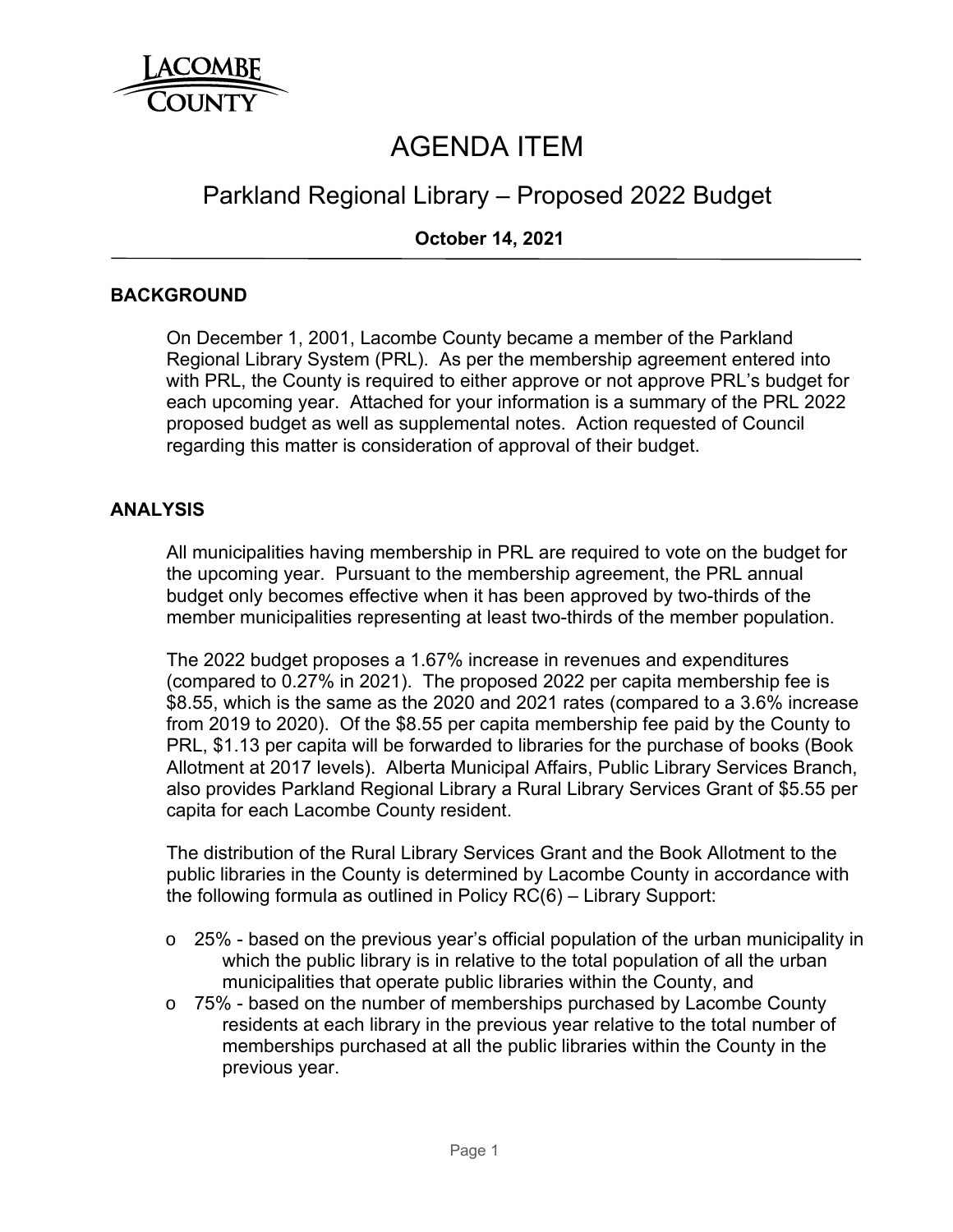LACOMBE COUNTY

# AGENDA ITEM

## Parkland Regional Library – Proposed 2022 Budget

**October 14, 2021**

---

### BACKGROUND

On December 1, 2001, Lacombe County became a member of the Parkland Regional Library System (PRL). As per the membership agreement entered into with PRL, the County is required to either approve or not approve PRL's budget for each upcoming year. Attached for your information is a summary of the PRL 2022 proposed budget as well as supplemental notes. Action requested of Council regarding this matter is consideration of approval of their budget.

### ANALYSIS

All municipalities having membership in PRL are required to vote on the budget for the upcoming year. Pursuant to the membership agreement, the PRL annual budget only becomes effective when it has been approved by two-thirds of the member municipalities representing at least two-thirds of the member population.

The 2022 budget proposes a 1.67% increase in revenues and expenditures (compared to 0.27% in 2021). The proposed 2022 per capita membership fee is $8.55, which is the same as the 2020 and 2021 rates (compared to a 3.6% increase from 2019 to 2020). Of the $8.55 per capita membership fee paid by the County to PRL, $1.13 per capita will be forwarded to libraries for the purchase of books (Book Allotment at 2017 levels). Alberta Municipal Affairs, Public Library Services Branch, also provides Parkland Regional Library a Rural Library Services Grant of $5.55 per capita for each Lacombe County resident.

The distribution of the Rural Library Services Grant and the Book Allotment to the public libraries in the County is determined by Lacombe County in accordance with the following formula as outlined in Policy RC(6) – Library Support:

- 25% - based on the previous year's official population of the urban municipality in which the public library is in relative to the total population of all the urban municipalities that operate public libraries within the County, and
- 75% - based on the number of memberships purchased by Lacombe County residents at each library in the previous year relative to the total number of memberships purchased at all the public libraries within the County in the previous year.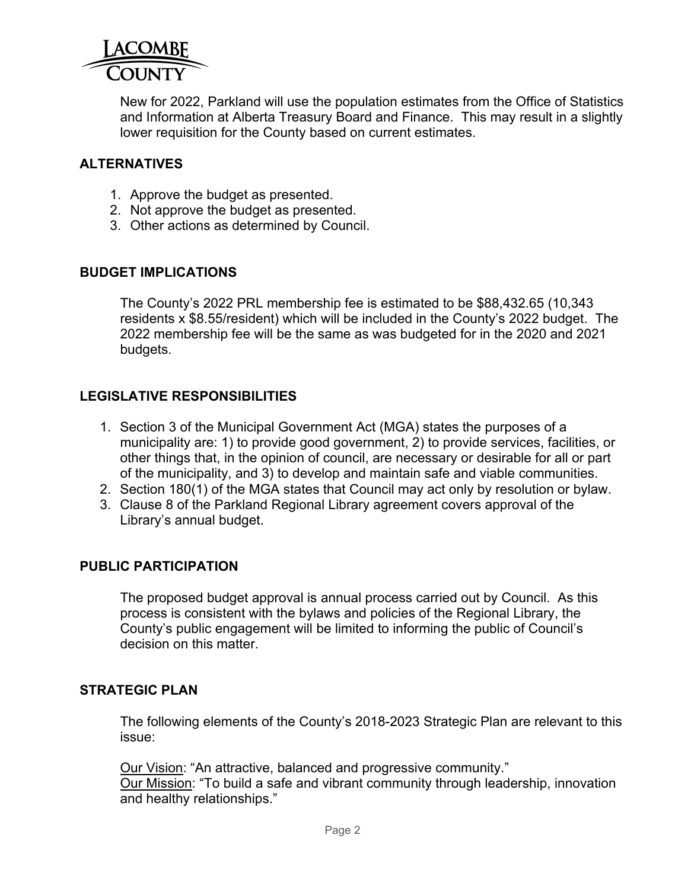New for 2022, Parkland will use the population estimates from the Office of Statistics and Information at Alberta Treasury Board and Finance. This may result in a slightly lower requisition for the County based on current estimates.

## ALTERNATIVES

1. Approve the budget as presented.
2. Not approve the budget as presented.
3. Other actions as determined by Council.

## BUDGET IMPLICATIONS

The County's 2022 PRL membership fee is estimated to be $88,432.65 (10,343 residents x $8.55/resident) which will be included in the County's 2022 budget. The 2022 membership fee will be the same as was budgeted for in the 2020 and 2021 budgets.

## LEGISLATIVE RESPONSIBILITIES

1. Section 3 of the Municipal Government Act (MGA) states the purposes of a municipality are: 1) to provide good government, 2) to provide services, facilities, or other things that, in the opinion of council, are necessary or desirable for all or part of the municipality, and 3) to develop and maintain safe and viable communities.
2. Section 180(1) of the MGA states that Council may act only by resolution or bylaw.
3. Clause 8 of the Parkland Regional Library agreement covers approval of the Library's annual budget.

## PUBLIC PARTICIPATION

The proposed budget approval is annual process carried out by Council. As this process is consistent with the bylaws and policies of the Regional Library, the County's public engagement will be limited to informing the public of Council's decision on this matter.

## STRATEGIC PLAN

The following elements of the County's 2018-2023 Strategic Plan are relevant to this issue:

Our Vision: "An attractive, balanced and progressive community."
Our Mission: "To build a safe and vibrant community through leadership, innovation and healthy relationships."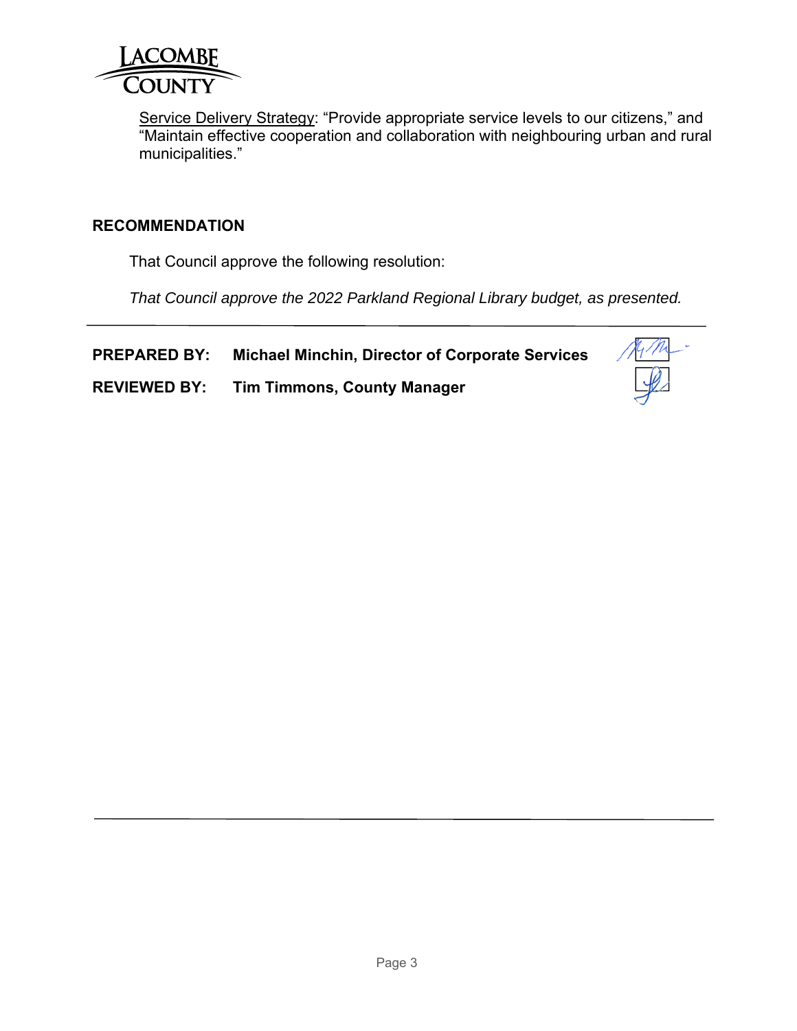Service Delivery Strategy: "Provide appropriate service levels to our citizens," and "Maintain effective cooperation and collaboration with neighbouring urban and rural municipalities."

## RECOMMENDATION

That Council approve the following resolution:

*That Council approve the 2022 Parkland Regional Library budget, as presented.*

---

**PREPARED BY:** **Michael Minchin, Director of Corporate Services**

**REVIEWED BY:** **Tim Timmons, County Manager**